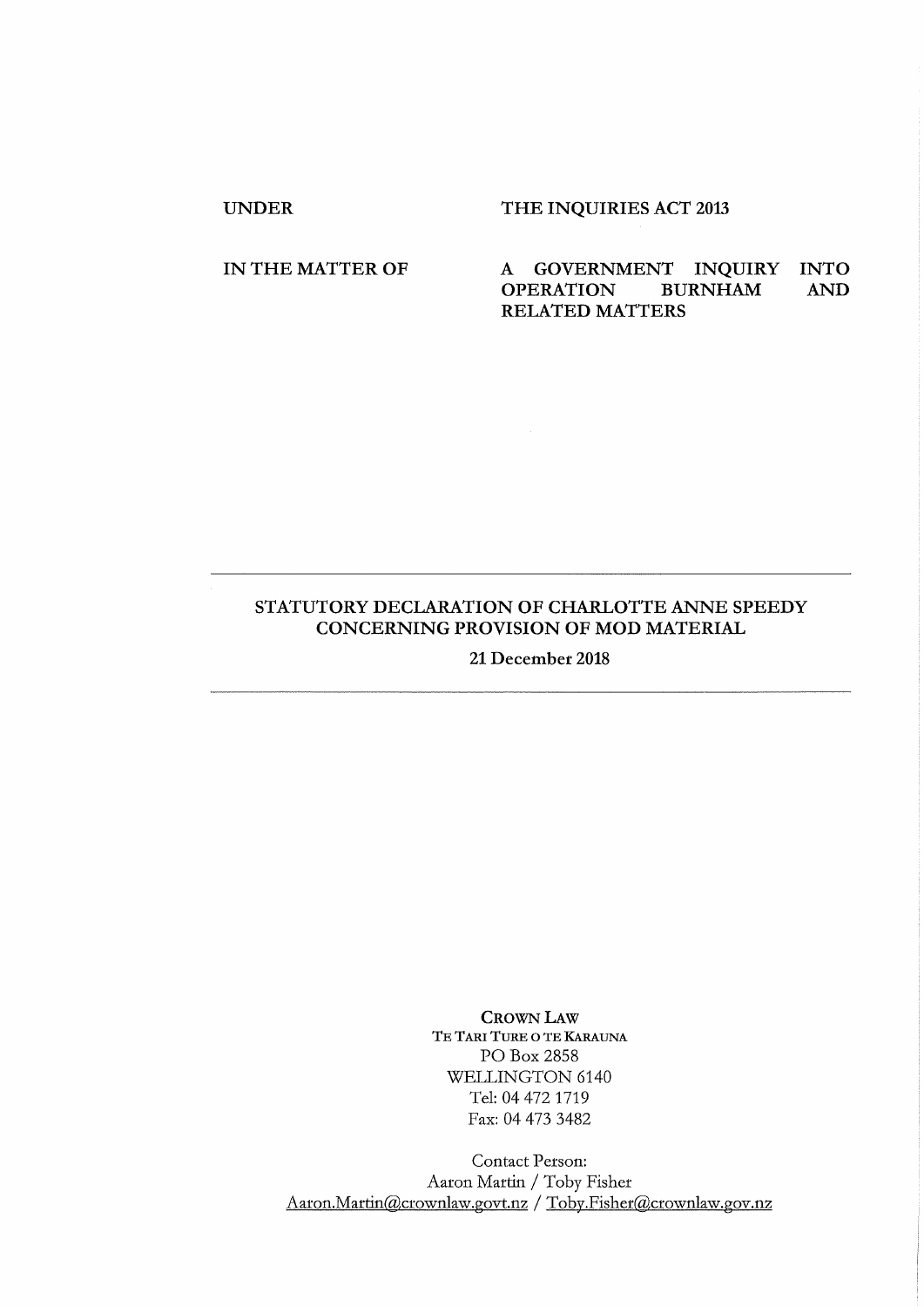UNDER THE INQUIRIES ACT 2013

IN THE MATTER OF A GOVERNMENT INQUIRY INTO OPERATION BURNHAM AND RELATED MATTERS

---

**STATUTORY DECLARATION OF CHARLOTTE ANNE SPEEDY CONCERNING PROVISION OF MOD MATERIAL**

**21 December 2018**

---

CROWN LAW
TE TARI TURE O TE KARAUNA
PO Box 2858
WELLINGTON 6140
Tel: 04 472 1719
Fax: 04 473 3482

Contact Person:
Aaron Martin / Toby Fisher
Aaron.Martin@crownlaw.govt.nz / Toby.Fisher@crownlaw.gov.nz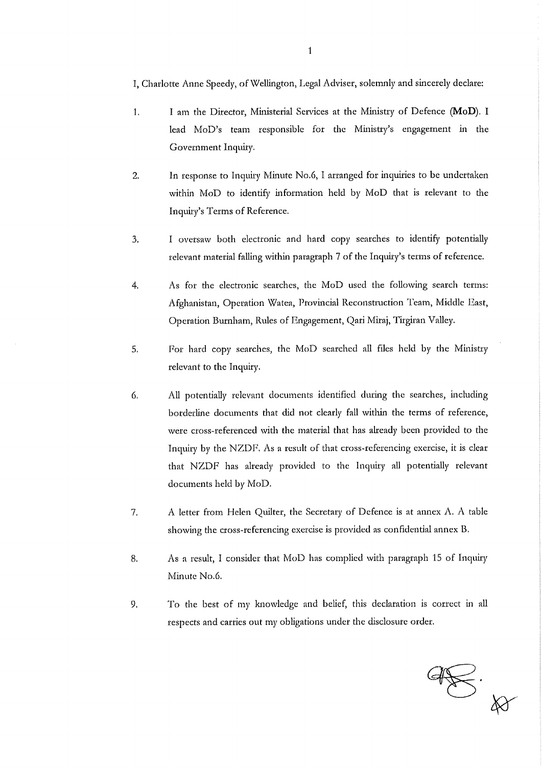I, Charlotte Anne Speedy, of Wellington, Legal Adviser, solemnly and sincerely declare:

1. I am the Director, Ministerial Services at the Ministry of Defence (**MoD**). I lead MoD's team responsible for the Ministry's engagement in the Government Inquiry.

2. In response to Inquiry Minute No.6, I arranged for inquiries to be undertaken within MoD to identify information held by MoD that is relevant to the Inquiry's Terms of Reference.

3. I oversaw both electronic and hard copy searches to identify potentially relevant material falling within paragraph 7 of the Inquiry's terms of reference.

4. As for the electronic searches, the MoD used the following search terms: Afghanistan, Operation Watea, Provincial Reconstruction Team, Middle East, Operation Burnham, Rules of Engagement, Qari Miraj, Tirgiran Valley.

5. For hard copy searches, the MoD searched all files held by the Ministry relevant to the Inquiry.

6. All potentially relevant documents identified during the searches, including borderline documents that did not clearly fall within the terms of reference, were cross-referenced with the material that has already been provided to the Inquiry by the NZDF. As a result of that cross-referencing exercise, it is clear that NZDF has already provided to the Inquiry all potentially relevant documents held by MoD.

7. A letter from Helen Quilter, the Secretary of Defence is at annex A. A table showing the cross-referencing exercise is provided as confidential annex B.

8. As a result, I consider that MoD has complied with paragraph 15 of Inquiry Minute No.6.

9. To the best of my knowledge and belief, this declaration is correct in all respects and carries out my obligations under the disclosure order.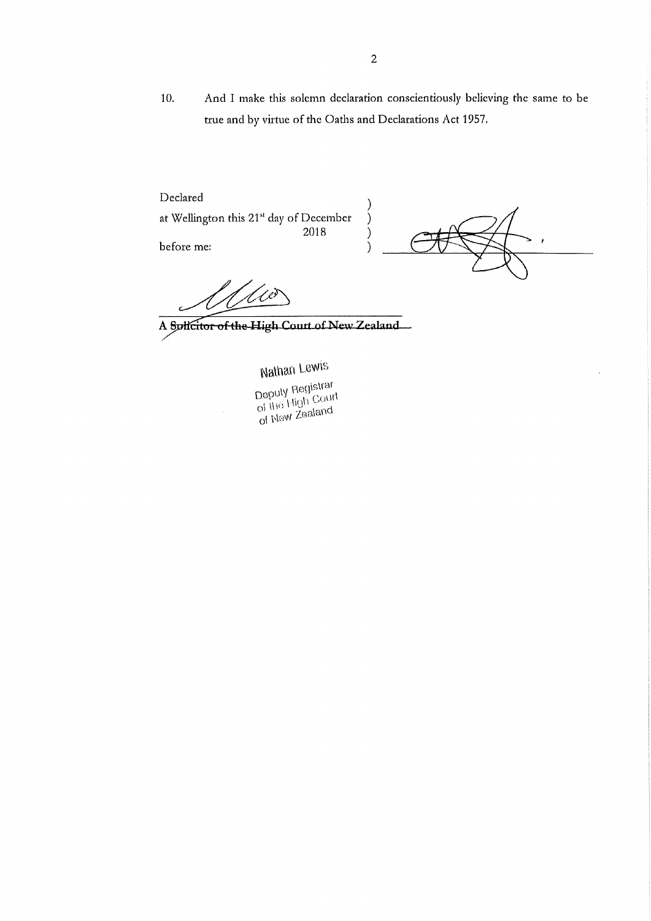10. And I make this solemn declaration conscientiously believing the same to be true and by virtue of the Oaths and Declarations Act 1957.

| | |
|---|---|
| Declared<br>at Wellington this 21st day of December 2018<br>before me: | ) <br>) <br>) <br>) |

A ~~Solicitor of the High Court of New Zealand~~

Nathan Lewis
Deputy Registrar
of the High Court
of New Zealand